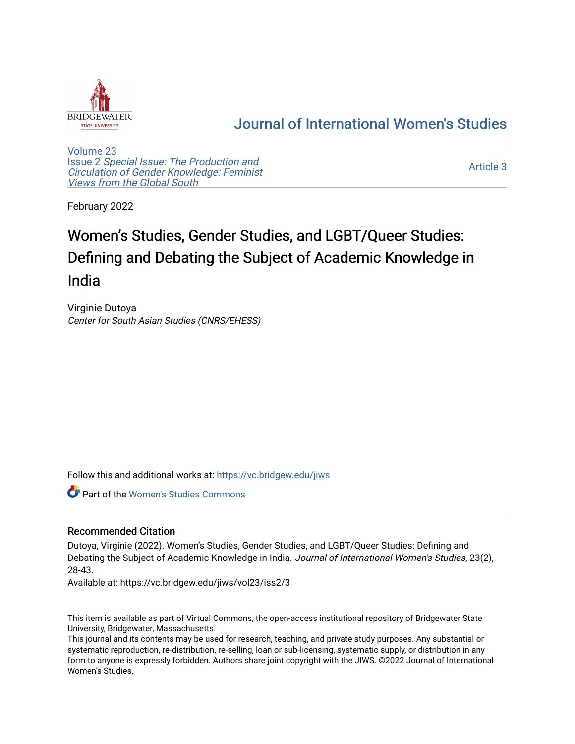[Journal of International Women's Studies](https://vc.bridgew.edu/jiws)

[Volume 23](https://vc.bridgew.edu/jiws/vol23)
Issue 2 *Special Issue: The Production and Circulation of Gender Knowledge: Feminist Views from the Global South*

Article 3

February 2022

# Women's Studies, Gender Studies, and LGBT/Queer Studies: Defining and Debating the Subject of Academic Knowledge in India

Virginie Dutoya
*Center for South Asian Studies (CNRS/EHESS)*

Follow this and additional works at: https://vc.bridgew.edu/jiws

Part of the Women's Studies Commons

## Recommended Citation

Dutoya, Virginie (2022). Women's Studies, Gender Studies, and LGBT/Queer Studies: Defining and Debating the Subject of Academic Knowledge in India. *Journal of International Women's Studies*, 23(2), 28-43.
Available at: https://vc.bridgew.edu/jiws/vol23/iss2/3

This item is available as part of Virtual Commons, the open-access institutional repository of Bridgewater State University, Bridgewater, Massachusetts.
This journal and its contents may be used for research, teaching, and private study purposes. Any substantial or systematic reproduction, re-distribution, re-selling, loan or sub-licensing, systematic supply, or distribution in any form to anyone is expressly forbidden. Authors share joint copyright with the JIWS. ©2022 Journal of International Women's Studies.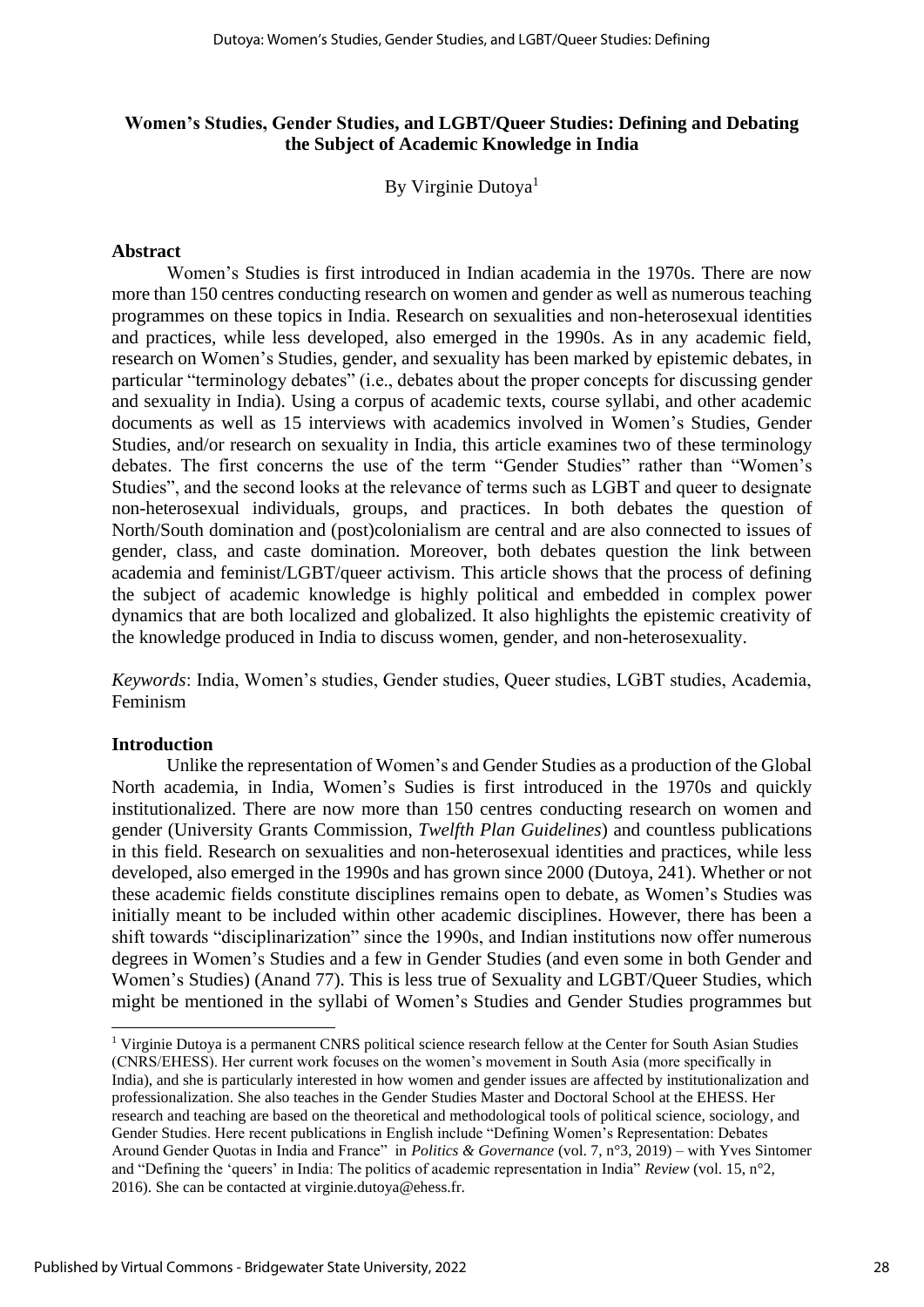# Women's Studies, Gender Studies, and LGBT/Queer Studies: Defining and Debating the Subject of Academic Knowledge in India

By Virginie Dutoya[1]

## Abstract

Women's Studies is first introduced in Indian academia in the 1970s. There are now more than 150 centres conducting research on women and gender as well as numerous teaching programmes on these topics in India. Research on sexualities and non-heterosexual identities and practices, while less developed, also emerged in the 1990s. As in any academic field, research on Women's Studies, gender, and sexuality has been marked by epistemic debates, in particular "terminology debates" (i.e., debates about the proper concepts for discussing gender and sexuality in India). Using a corpus of academic texts, course syllabi, and other academic documents as well as 15 interviews with academics involved in Women's Studies, Gender Studies, and/or research on sexuality in India, this article examines two of these terminology debates. The first concerns the use of the term "Gender Studies" rather than "Women's Studies", and the second looks at the relevance of terms such as LGBT and queer to designate non-heterosexual individuals, groups, and practices. In both debates the question of North/South domination and (post)colonialism are central and are also connected to issues of gender, class, and caste domination. Moreover, both debates question the link between academia and feminist/LGBT/queer activism. This article shows that the process of defining the subject of academic knowledge is highly political and embedded in complex power dynamics that are both localized and globalized. It also highlights the epistemic creativity of the knowledge produced in India to discuss women, gender, and non-heterosexuality.

*Keywords*: India, Women's studies, Gender studies, Queer studies, LGBT studies, Academia, Feminism

## Introduction

Unlike the representation of Women's and Gender Studies as a production of the Global North academia, in India, Women's Sudies is first introduced in the 1970s and quickly institutionalized. There are now more than 150 centres conducting research on women and gender (University Grants Commission, *Twelfth Plan Guidelines*) and countless publications in this field. Research on sexualities and non-heterosexual identities and practices, while less developed, also emerged in the 1990s and has grown since 2000 (Dutoya, 241). Whether or not these academic fields constitute disciplines remains open to debate, as Women's Studies was initially meant to be included within other academic disciplines. However, there has been a shift towards "disciplinarization" since the 1990s, and Indian institutions now offer numerous degrees in Women's Studies and a few in Gender Studies (and even some in both Gender and Women's Studies) (Anand 77). This is less true of Sexuality and LGBT/Queer Studies, which might be mentioned in the syllabi of Women's Studies and Gender Studies programmes but

---

[1] Virginie Dutoya is a permanent CNRS political science research fellow at the Center for South Asian Studies (CNRS/EHESS). Her current work focuses on the women's movement in South Asia (more specifically in India), and she is particularly interested in how women and gender issues are affected by institutionalization and professionalization. She also teaches in the Gender Studies Master and Doctoral School at the EHESS. Her research and teaching are based on the theoretical and methodological tools of political science, sociology, and Gender Studies. Here recent publications in English include "Defining Women's Representation: Debates Around Gender Quotas in India and France" in *Politics & Governance* (vol. 7, n°3, 2019) – with Yves Sintomer and "Defining the 'queers' in India: The politics of academic representation in India" *Review* (vol. 15, n°2, 2016). She can be contacted at virginie.dutoya@ehess.fr.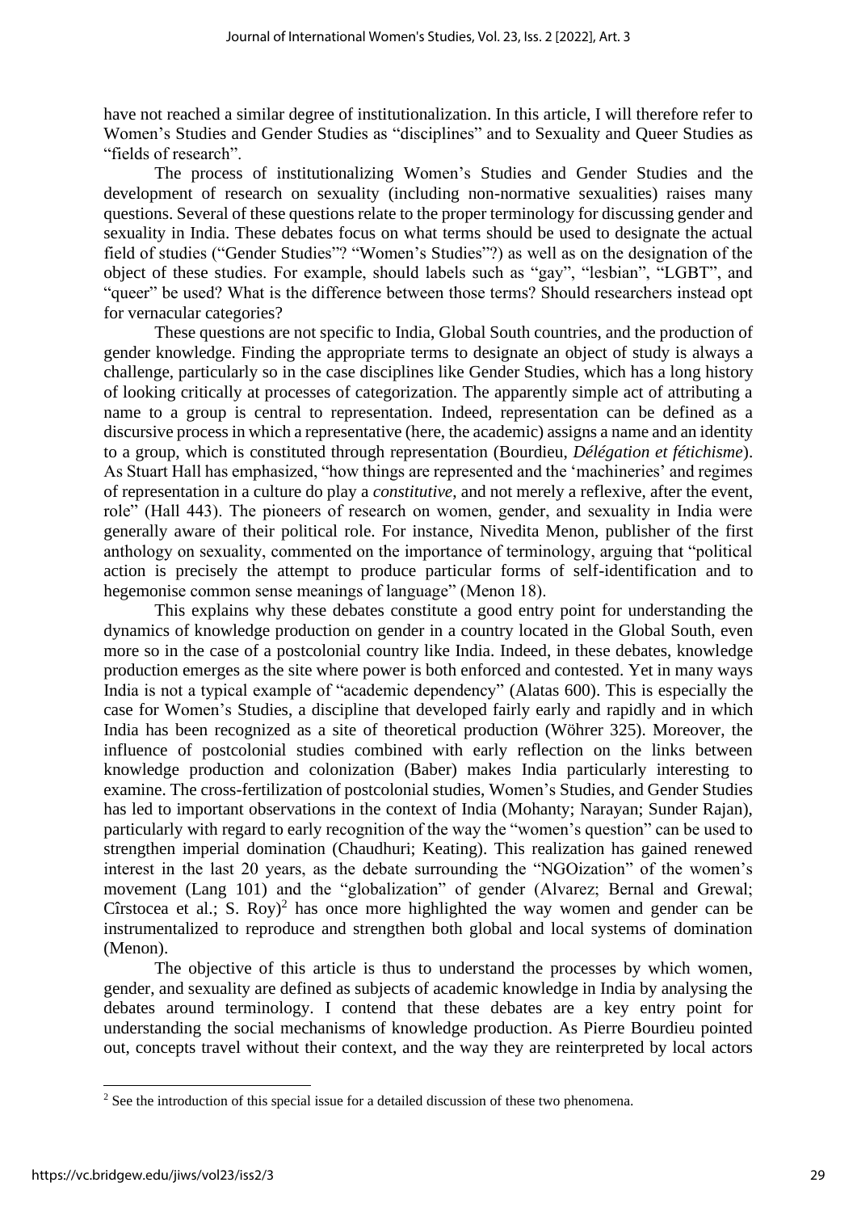have not reached a similar degree of institutionalization. In this article, I will therefore refer to Women's Studies and Gender Studies as "disciplines" and to Sexuality and Queer Studies as "fields of research".

The process of institutionalizing Women's Studies and Gender Studies and the development of research on sexuality (including non-normative sexualities) raises many questions. Several of these questions relate to the proper terminology for discussing gender and sexuality in India. These debates focus on what terms should be used to designate the actual field of studies ("Gender Studies"? "Women's Studies"?) as well as on the designation of the object of these studies. For example, should labels such as "gay", "lesbian", "LGBT", and "queer" be used? What is the difference between those terms? Should researchers instead opt for vernacular categories?

These questions are not specific to India, Global South countries, and the production of gender knowledge. Finding the appropriate terms to designate an object of study is always a challenge, particularly so in the case disciplines like Gender Studies, which has a long history of looking critically at processes of categorization. The apparently simple act of attributing a name to a group is central to representation. Indeed, representation can be defined as a discursive process in which a representative (here, the academic) assigns a name and an identity to a group, which is constituted through representation (Bourdieu, *Délégation et fétichisme*). As Stuart Hall has emphasized, "how things are represented and the 'machineries' and regimes of representation in a culture do play a *constitutive*, and not merely a reflexive, after the event, role" (Hall 443). The pioneers of research on women, gender, and sexuality in India were generally aware of their political role. For instance, Nivedita Menon, publisher of the first anthology on sexuality, commented on the importance of terminology, arguing that "political action is precisely the attempt to produce particular forms of self-identification and to hegemonise common sense meanings of language" (Menon 18).

This explains why these debates constitute a good entry point for understanding the dynamics of knowledge production on gender in a country located in the Global South, even more so in the case of a postcolonial country like India. Indeed, in these debates, knowledge production emerges as the site where power is both enforced and contested. Yet in many ways India is not a typical example of "academic dependency" (Alatas 600). This is especially the case for Women's Studies, a discipline that developed fairly early and rapidly and in which India has been recognized as a site of theoretical production (Wöhrer 325). Moreover, the influence of postcolonial studies combined with early reflection on the links between knowledge production and colonization (Baber) makes India particularly interesting to examine. The cross-fertilization of postcolonial studies, Women's Studies, and Gender Studies has led to important observations in the context of India (Mohanty; Narayan; Sunder Rajan), particularly with regard to early recognition of the way the "women's question" can be used to strengthen imperial domination (Chaudhuri; Keating). This realization has gained renewed interest in the last 20 years, as the debate surrounding the "NGOization" of the women's movement (Lang 101) and the "globalization" of gender (Alvarez; Bernal and Grewal; Cîrstocea et al.; S. Roy)[2] has once more highlighted the way women and gender can be instrumentalized to reproduce and strengthen both global and local systems of domination (Menon).

The objective of this article is thus to understand the processes by which women, gender, and sexuality are defined as subjects of academic knowledge in India by analysing the debates around terminology. I contend that these debates are a key entry point for understanding the social mechanisms of knowledge production. As Pierre Bourdieu pointed out, concepts travel without their context, and the way they are reinterpreted by local actors

[2] See the introduction of this special issue for a detailed discussion of these two phenomena.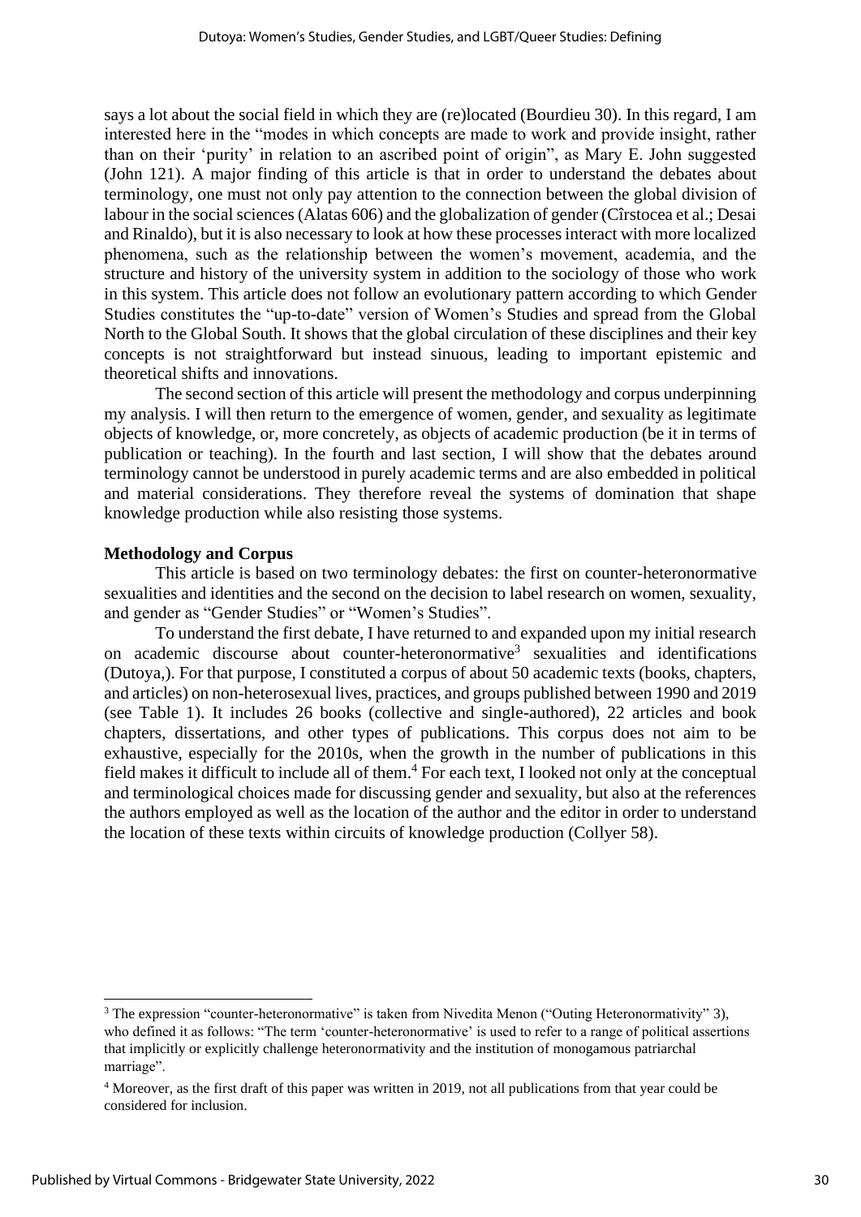says a lot about the social field in which they are (re)located (Bourdieu 30). In this regard, I am interested here in the "modes in which concepts are made to work and provide insight, rather than on their 'purity' in relation to an ascribed point of origin", as Mary E. John suggested (John 121). A major finding of this article is that in order to understand the debates about terminology, one must not only pay attention to the connection between the global division of labour in the social sciences (Alatas 606) and the globalization of gender (Cîrstocea et al.; Desai and Rinaldo), but it is also necessary to look at how these processes interact with more localized phenomena, such as the relationship between the women's movement, academia, and the structure and history of the university system in addition to the sociology of those who work in this system. This article does not follow an evolutionary pattern according to which Gender Studies constitutes the "up-to-date" version of Women's Studies and spread from the Global North to the Global South. It shows that the global circulation of these disciplines and their key concepts is not straightforward but instead sinuous, leading to important epistemic and theoretical shifts and innovations.

The second section of this article will present the methodology and corpus underpinning my analysis. I will then return to the emergence of women, gender, and sexuality as legitimate objects of knowledge, or, more concretely, as objects of academic production (be it in terms of publication or teaching). In the fourth and last section, I will show that the debates around terminology cannot be understood in purely academic terms and are also embedded in political and material considerations. They therefore reveal the systems of domination that shape knowledge production while also resisting those systems.

**Methodology and Corpus**

This article is based on two terminology debates: the first on counter-heteronormative sexualities and identities and the second on the decision to label research on women, sexuality, and gender as "Gender Studies" or "Women's Studies".

To understand the first debate, I have returned to and expanded upon my initial research on academic discourse about counter-heteronormative[3] sexualities and identifications (Dutoya,). For that purpose, I constituted a corpus of about 50 academic texts (books, chapters, and articles) on non-heterosexual lives, practices, and groups published between 1990 and 2019 (see Table 1). It includes 26 books (collective and single-authored), 22 articles and book chapters, dissertations, and other types of publications. This corpus does not aim to be exhaustive, especially for the 2010s, when the growth in the number of publications in this field makes it difficult to include all of them.[4] For each text, I looked not only at the conceptual and terminological choices made for discussing gender and sexuality, but also at the references the authors employed as well as the location of the author and the editor in order to understand the location of these texts within circuits of knowledge production (Collyer 58).

[3] The expression "counter-heteronormative" is taken from Nivedita Menon ("Outing Heteronormativity" 3), who defined it as follows: "The term 'counter-heteronormative' is used to refer to a range of political assertions that implicitly or explicitly challenge heteronormativity and the institution of monogamous patriarchal marriage".

[4] Moreover, as the first draft of this paper was written in 2019, not all publications from that year could be considered for inclusion.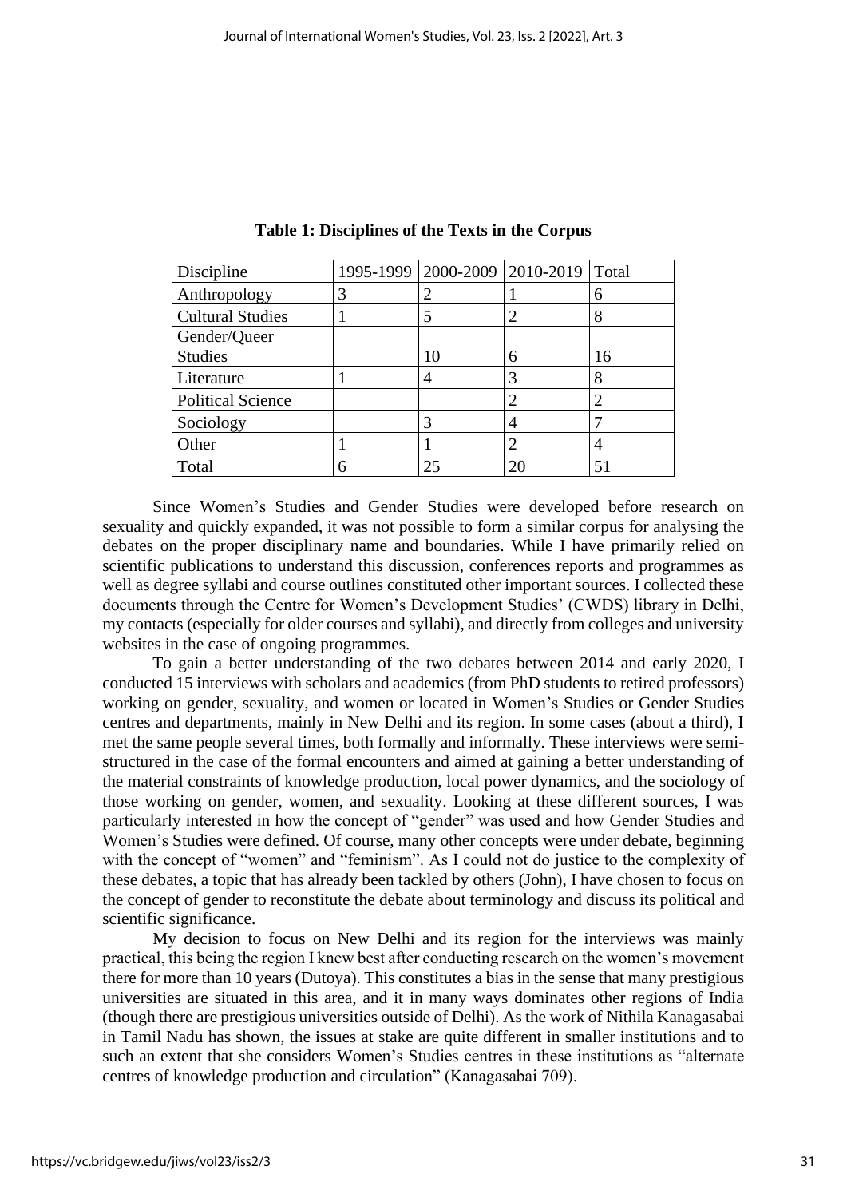**Table 1: Disciplines of the Texts in the Corpus**

| Discipline | 1995-1999 | 2000-2009 | 2010-2019 | Total |
|---|---|---|---|---|
| Anthropology | 3 | 2 | 1 | 6 |
| Cultural Studies | 1 | 5 | 2 | 8 |
| Gender/Queer Studies | | 10 | 6 | 16 |
| Literature | 1 | 4 | 3 | 8 |
| Political Science | | | 2 | 2 |
| Sociology | | 3 | 4 | 7 |
| Other | 1 | 1 | 2 | 4 |
| Total | 6 | 25 | 20 | 51 |

Since Women's Studies and Gender Studies were developed before research on sexuality and quickly expanded, it was not possible to form a similar corpus for analysing the debates on the proper disciplinary name and boundaries. While I have primarily relied on scientific publications to understand this discussion, conferences reports and programmes as well as degree syllabi and course outlines constituted other important sources. I collected these documents through the Centre for Women's Development Studies' (CWDS) library in Delhi, my contacts (especially for older courses and syllabi), and directly from colleges and university websites in the case of ongoing programmes.

To gain a better understanding of the two debates between 2014 and early 2020, I conducted 15 interviews with scholars and academics (from PhD students to retired professors) working on gender, sexuality, and women or located in Women's Studies or Gender Studies centres and departments, mainly in New Delhi and its region. In some cases (about a third), I met the same people several times, both formally and informally. These interviews were semi-structured in the case of the formal encounters and aimed at gaining a better understanding of the material constraints of knowledge production, local power dynamics, and the sociology of those working on gender, women, and sexuality. Looking at these different sources, I was particularly interested in how the concept of "gender" was used and how Gender Studies and Women's Studies were defined. Of course, many other concepts were under debate, beginning with the concept of "women" and "feminism". As I could not do justice to the complexity of these debates, a topic that has already been tackled by others (John), I have chosen to focus on the concept of gender to reconstitute the debate about terminology and discuss its political and scientific significance.

My decision to focus on New Delhi and its region for the interviews was mainly practical, this being the region I knew best after conducting research on the women's movement there for more than 10 years (Dutoya). This constitutes a bias in the sense that many prestigious universities are situated in this area, and it in many ways dominates other regions of India (though there are prestigious universities outside of Delhi). As the work of Nithila Kanagasabai in Tamil Nadu has shown, the issues at stake are quite different in smaller institutions and to such an extent that she considers Women's Studies centres in these institutions as "alternate centres of knowledge production and circulation" (Kanagasabai 709).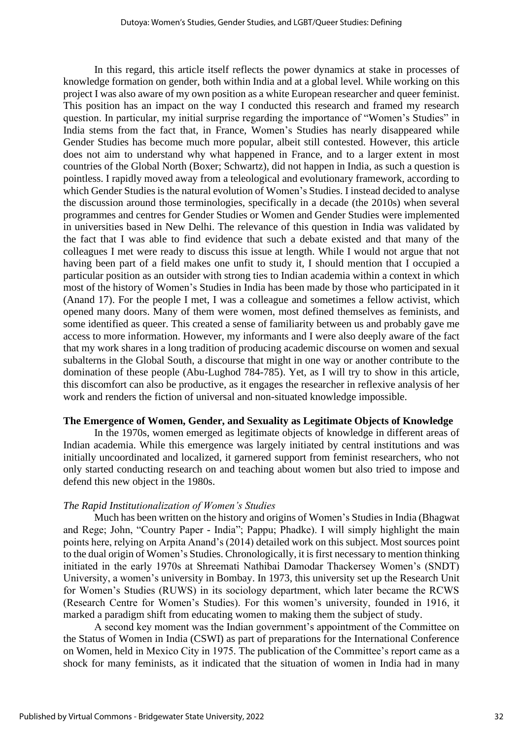In this regard, this article itself reflects the power dynamics at stake in processes of knowledge formation on gender, both within India and at a global level. While working on this project I was also aware of my own position as a white European researcher and queer feminist. This position has an impact on the way I conducted this research and framed my research question. In particular, my initial surprise regarding the importance of "Women's Studies" in India stems from the fact that, in France, Women's Studies has nearly disappeared while Gender Studies has become much more popular, albeit still contested. However, this article does not aim to understand why what happened in France, and to a larger extent in most countries of the Global North (Boxer; Schwartz), did not happen in India, as such a question is pointless. I rapidly moved away from a teleological and evolutionary framework, according to which Gender Studies is the natural evolution of Women's Studies. I instead decided to analyse the discussion around those terminologies, specifically in a decade (the 2010s) when several programmes and centres for Gender Studies or Women and Gender Studies were implemented in universities based in New Delhi. The relevance of this question in India was validated by the fact that I was able to find evidence that such a debate existed and that many of the colleagues I met were ready to discuss this issue at length. While I would not argue that not having been part of a field makes one unfit to study it, I should mention that I occupied a particular position as an outsider with strong ties to Indian academia within a context in which most of the history of Women's Studies in India has been made by those who participated in it (Anand 17). For the people I met, I was a colleague and sometimes a fellow activist, which opened many doors. Many of them were women, most defined themselves as feminists, and some identified as queer. This created a sense of familiarity between us and probably gave me access to more information. However, my informants and I were also deeply aware of the fact that my work shares in a long tradition of producing academic discourse on women and sexual subalterns in the Global South, a discourse that might in one way or another contribute to the domination of these people (Abu-Lughod 784-785). Yet, as I will try to show in this article, this discomfort can also be productive, as it engages the researcher in reflexive analysis of her work and renders the fiction of universal and non-situated knowledge impossible.

## The Emergence of Women, Gender, and Sexuality as Legitimate Objects of Knowledge

In the 1970s, women emerged as legitimate objects of knowledge in different areas of Indian academia. While this emergence was largely initiated by central institutions and was initially uncoordinated and localized, it garnered support from feminist researchers, who not only started conducting research on and teaching about women but also tried to impose and defend this new object in the 1980s.

### *The Rapid Institutionalization of Women's Studies*

Much has been written on the history and origins of Women's Studies in India (Bhagwat and Rege; John, "Country Paper - India"; Pappu; Phadke). I will simply highlight the main points here, relying on Arpita Anand's (2014) detailed work on this subject. Most sources point to the dual origin of Women's Studies. Chronologically, it is first necessary to mention thinking initiated in the early 1970s at Shreemati Nathibai Damodar Thackersey Women's (SNDT) University, a women's university in Bombay. In 1973, this university set up the Research Unit for Women's Studies (RUWS) in its sociology department, which later became the RCWS (Research Centre for Women's Studies). For this women's university, founded in 1916, it marked a paradigm shift from educating women to making them the subject of study.

A second key moment was the Indian government's appointment of the Committee on the Status of Women in India (CSWI) as part of preparations for the International Conference on Women, held in Mexico City in 1975. The publication of the Committee's report came as a shock for many feminists, as it indicated that the situation of women in India had in many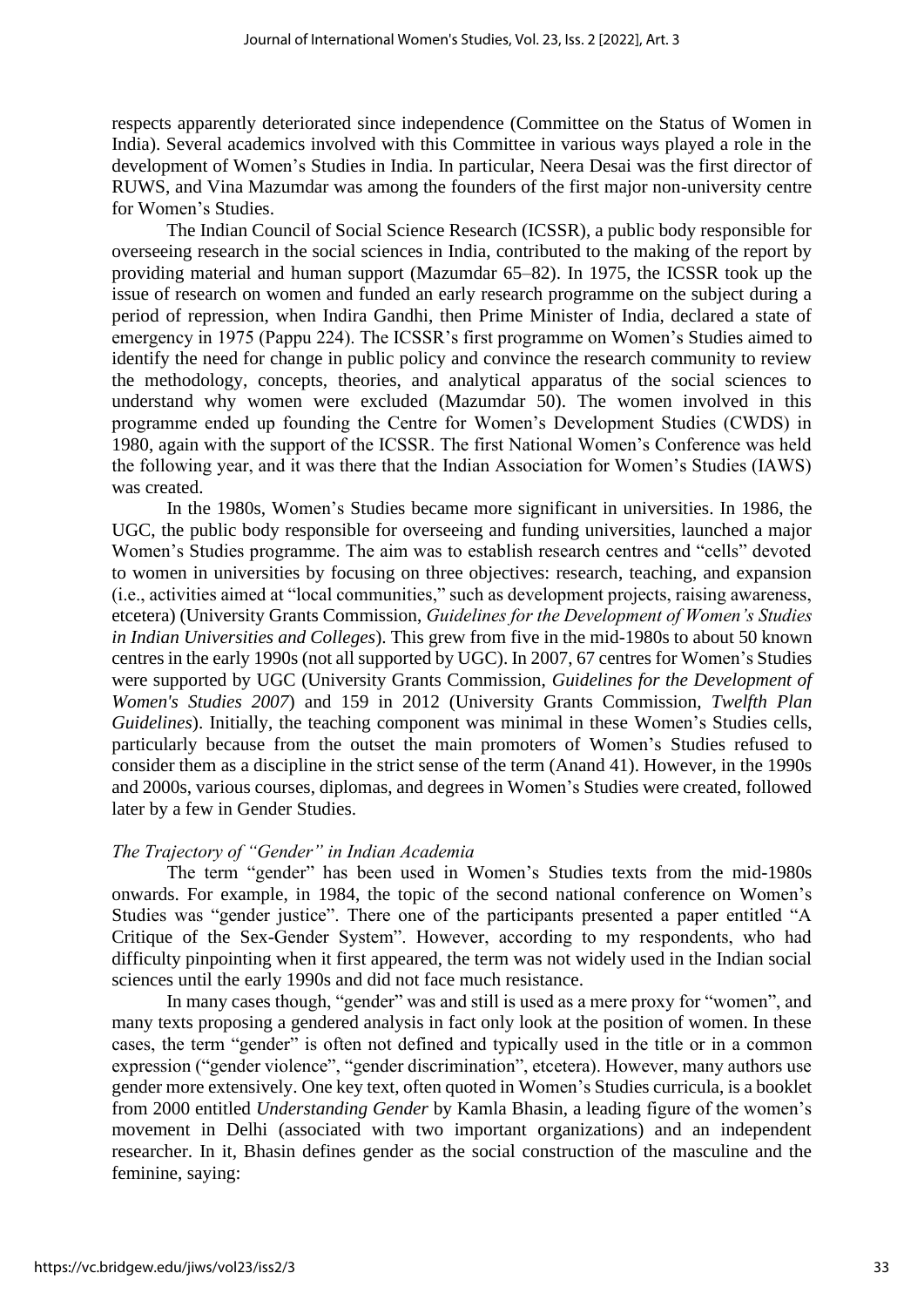respects apparently deteriorated since independence (Committee on the Status of Women in India). Several academics involved with this Committee in various ways played a role in the development of Women's Studies in India. In particular, Neera Desai was the first director of RUWS, and Vina Mazumdar was among the founders of the first major non-university centre for Women's Studies.

The Indian Council of Social Science Research (ICSSR), a public body responsible for overseeing research in the social sciences in India, contributed to the making of the report by providing material and human support (Mazumdar 65–82). In 1975, the ICSSR took up the issue of research on women and funded an early research programme on the subject during a period of repression, when Indira Gandhi, then Prime Minister of India, declared a state of emergency in 1975 (Pappu 224). The ICSSR's first programme on Women's Studies aimed to identify the need for change in public policy and convince the research community to review the methodology, concepts, theories, and analytical apparatus of the social sciences to understand why women were excluded (Mazumdar 50). The women involved in this programme ended up founding the Centre for Women's Development Studies (CWDS) in 1980, again with the support of the ICSSR. The first National Women's Conference was held the following year, and it was there that the Indian Association for Women's Studies (IAWS) was created.

In the 1980s, Women's Studies became more significant in universities. In 1986, the UGC, the public body responsible for overseeing and funding universities, launched a major Women's Studies programme. The aim was to establish research centres and "cells" devoted to women in universities by focusing on three objectives: research, teaching, and expansion (i.e., activities aimed at "local communities," such as development projects, raising awareness, etcetera) (University Grants Commission, *Guidelines for the Development of Women's Studies in Indian Universities and Colleges*). This grew from five in the mid-1980s to about 50 known centres in the early 1990s (not all supported by UGC). In 2007, 67 centres for Women's Studies were supported by UGC (University Grants Commission, *Guidelines for the Development of Women's Studies 2007*) and 159 in 2012 (University Grants Commission, *Twelfth Plan Guidelines*). Initially, the teaching component was minimal in these Women's Studies cells, particularly because from the outset the main promoters of Women's Studies refused to consider them as a discipline in the strict sense of the term (Anand 41). However, in the 1990s and 2000s, various courses, diplomas, and degrees in Women's Studies were created, followed later by a few in Gender Studies.

### *The Trajectory of "Gender" in Indian Academia*

The term "gender" has been used in Women's Studies texts from the mid-1980s onwards. For example, in 1984, the topic of the second national conference on Women's Studies was "gender justice". There one of the participants presented a paper entitled "A Critique of the Sex-Gender System". However, according to my respondents, who had difficulty pinpointing when it first appeared, the term was not widely used in the Indian social sciences until the early 1990s and did not face much resistance.

In many cases though, "gender" was and still is used as a mere proxy for "women", and many texts proposing a gendered analysis in fact only look at the position of women. In these cases, the term "gender" is often not defined and typically used in the title or in a common expression ("gender violence", "gender discrimination", etcetera). However, many authors use gender more extensively. One key text, often quoted in Women's Studies curricula, is a booklet from 2000 entitled *Understanding Gender* by Kamla Bhasin, a leading figure of the women's movement in Delhi (associated with two important organizations) and an independent researcher. In it, Bhasin defines gender as the social construction of the masculine and the feminine, saying: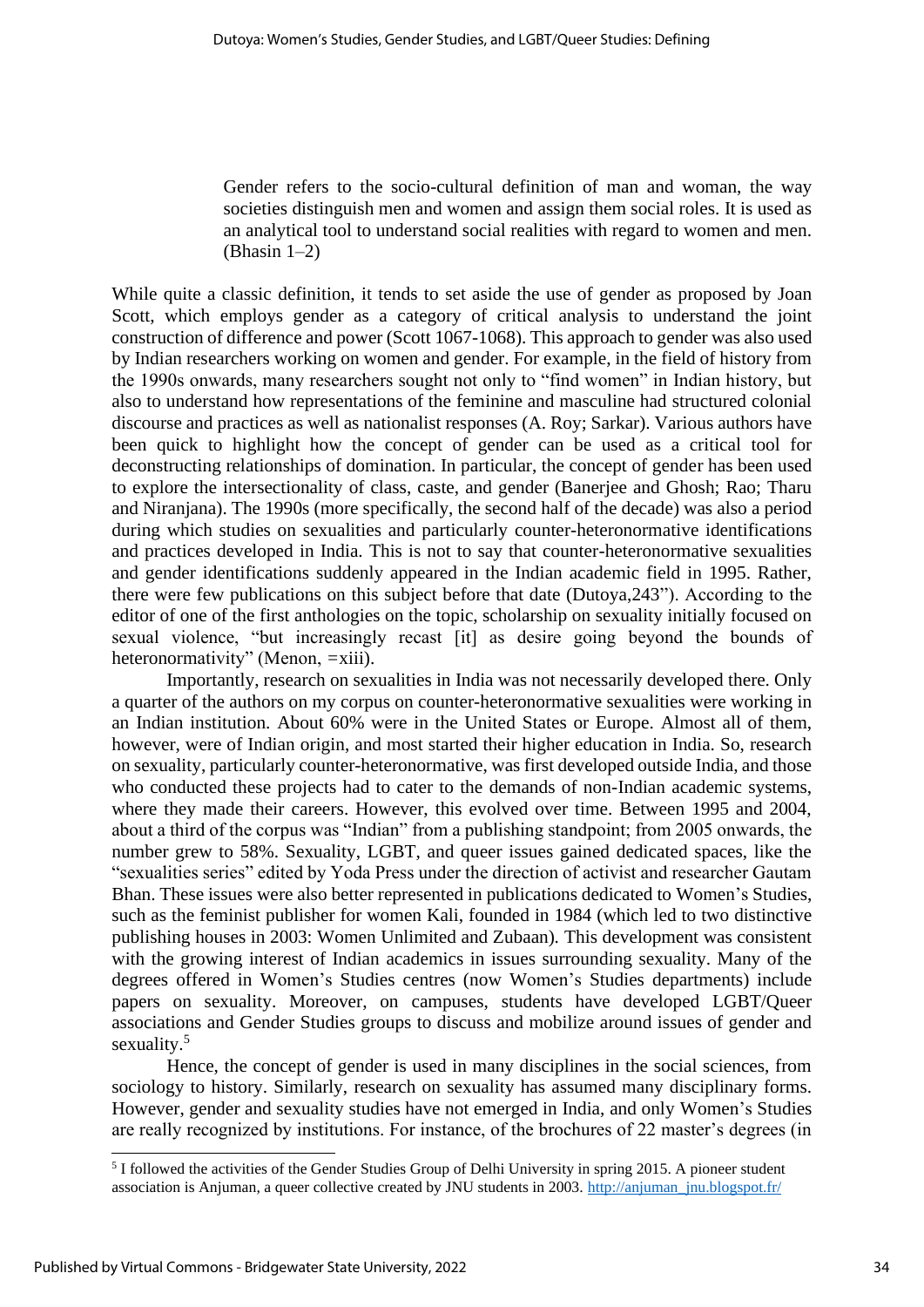> Gender refers to the socio-cultural definition of man and woman, the way societies distinguish men and women and assign them social roles. It is used as an analytical tool to understand social realities with regard to women and men. (Bhasin 1–2)

While quite a classic definition, it tends to set aside the use of gender as proposed by Joan Scott, which employs gender as a category of critical analysis to understand the joint construction of difference and power (Scott 1067-1068). This approach to gender was also used by Indian researchers working on women and gender. For example, in the field of history from the 1990s onwards, many researchers sought not only to "find women" in Indian history, but also to understand how representations of the feminine and masculine had structured colonial discourse and practices as well as nationalist responses (A. Roy; Sarkar). Various authors have been quick to highlight how the concept of gender can be used as a critical tool for deconstructing relationships of domination. In particular, the concept of gender has been used to explore the intersectionality of class, caste, and gender (Banerjee and Ghosh; Rao; Tharu and Niranjana). The 1990s (more specifically, the second half of the decade) was also a period during which studies on sexualities and particularly counter-heteronormative identifications and practices developed in India. This is not to say that counter-heteronormative sexualities and gender identifications suddenly appeared in the Indian academic field in 1995. Rather, there were few publications on this subject before that date (Dutoya,243"). According to the editor of one of the first anthologies on the topic, scholarship on sexuality initially focused on sexual violence, "but increasingly recast [it] as desire going beyond the bounds of heteronormativity" (Menon, =xiii).

Importantly, research on sexualities in India was not necessarily developed there. Only a quarter of the authors on my corpus on counter-heteronormative sexualities were working in an Indian institution. About 60% were in the United States or Europe. Almost all of them, however, were of Indian origin, and most started their higher education in India. So, research on sexuality, particularly counter-heteronormative, was first developed outside India, and those who conducted these projects had to cater to the demands of non-Indian academic systems, where they made their careers. However, this evolved over time. Between 1995 and 2004, about a third of the corpus was "Indian" from a publishing standpoint; from 2005 onwards, the number grew to 58%. Sexuality, LGBT, and queer issues gained dedicated spaces, like the "sexualities series" edited by Yoda Press under the direction of activist and researcher Gautam Bhan. These issues were also better represented in publications dedicated to Women's Studies, such as the feminist publisher for women Kali, founded in 1984 (which led to two distinctive publishing houses in 2003: Women Unlimited and Zubaan). This development was consistent with the growing interest of Indian academics in issues surrounding sexuality. Many of the degrees offered in Women's Studies centres (now Women's Studies departments) include papers on sexuality. Moreover, on campuses, students have developed LGBT/Queer associations and Gender Studies groups to discuss and mobilize around issues of gender and sexuality.[5]

Hence, the concept of gender is used in many disciplines in the social sciences, from sociology to history. Similarly, research on sexuality has assumed many disciplinary forms. However, gender and sexuality studies have not emerged in India, and only Women's Studies are really recognized by institutions. For instance, of the brochures of 22 master's degrees (in

[5] I followed the activities of the Gender Studies Group of Delhi University in spring 2015. A pioneer student association is Anjuman, a queer collective created by JNU students in 2003. http://anjuman_jnu.blogspot.fr/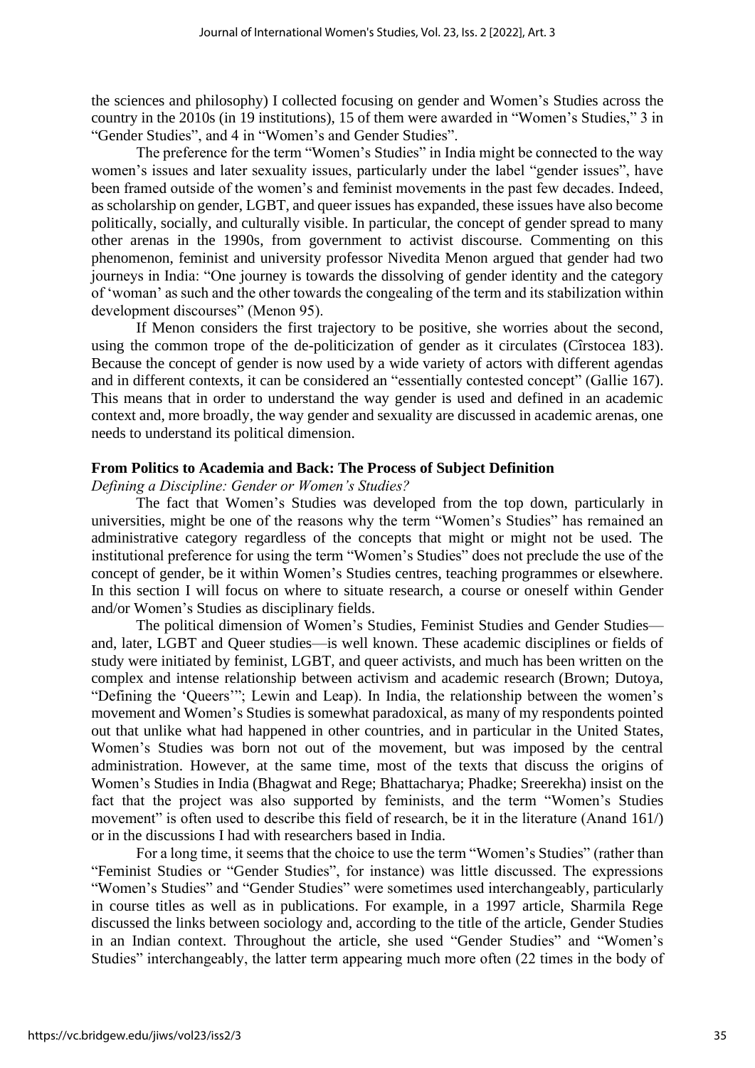the sciences and philosophy) I collected focusing on gender and Women's Studies across the country in the 2010s (in 19 institutions), 15 of them were awarded in "Women's Studies," 3 in "Gender Studies", and 4 in "Women's and Gender Studies".

The preference for the term "Women's Studies" in India might be connected to the way women's issues and later sexuality issues, particularly under the label "gender issues", have been framed outside of the women's and feminist movements in the past few decades. Indeed, as scholarship on gender, LGBT, and queer issues has expanded, these issues have also become politically, socially, and culturally visible. In particular, the concept of gender spread to many other arenas in the 1990s, from government to activist discourse. Commenting on this phenomenon, feminist and university professor Nivedita Menon argued that gender had two journeys in India: "One journey is towards the dissolving of gender identity and the category of 'woman' as such and the other towards the congealing of the term and its stabilization within development discourses" (Menon 95).

If Menon considers the first trajectory to be positive, she worries about the second, using the common trope of the de-politicization of gender as it circulates (Cîrstocea 183). Because the concept of gender is now used by a wide variety of actors with different agendas and in different contexts, it can be considered an "essentially contested concept" (Gallie 167). This means that in order to understand the way gender is used and defined in an academic context and, more broadly, the way gender and sexuality are discussed in academic arenas, one needs to understand its political dimension.

## From Politics to Academia and Back: The Process of Subject Definition

### *Defining a Discipline: Gender or Women's Studies?*

The fact that Women's Studies was developed from the top down, particularly in universities, might be one of the reasons why the term "Women's Studies" has remained an administrative category regardless of the concepts that might or might not be used. The institutional preference for using the term "Women's Studies" does not preclude the use of the concept of gender, be it within Women's Studies centres, teaching programmes or elsewhere. In this section I will focus on where to situate research, a course or oneself within Gender and/or Women's Studies as disciplinary fields.

The political dimension of Women's Studies, Feminist Studies and Gender Studies—and, later, LGBT and Queer studies—is well known. These academic disciplines or fields of study were initiated by feminist, LGBT, and queer activists, and much has been written on the complex and intense relationship between activism and academic research (Brown; Dutoya, "Defining the 'Queers'"; Lewin and Leap). In India, the relationship between the women's movement and Women's Studies is somewhat paradoxical, as many of my respondents pointed out that unlike what had happened in other countries, and in particular in the United States, Women's Studies was born not out of the movement, but was imposed by the central administration. However, at the same time, most of the texts that discuss the origins of Women's Studies in India (Bhagwat and Rege; Bhattacharya; Phadke; Sreerekha) insist on the fact that the project was also supported by feminists, and the term "Women's Studies movement" is often used to describe this field of research, be it in the literature (Anand 161/) or in the discussions I had with researchers based in India.

For a long time, it seems that the choice to use the term "Women's Studies" (rather than "Feminist Studies or "Gender Studies", for instance) was little discussed. The expressions "Women's Studies" and "Gender Studies" were sometimes used interchangeably, particularly in course titles as well as in publications. For example, in a 1997 article, Sharmila Rege discussed the links between sociology and, according to the title of the article, Gender Studies in an Indian context. Throughout the article, she used "Gender Studies" and "Women's Studies" interchangeably, the latter term appearing much more often (22 times in the body of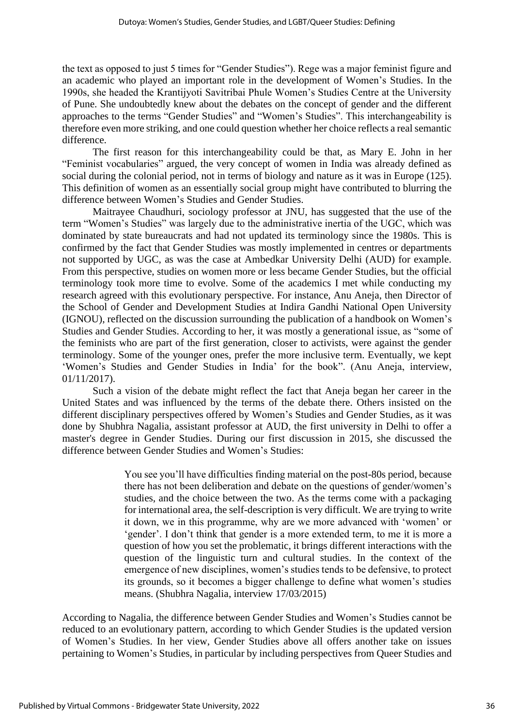the text as opposed to just 5 times for "Gender Studies"). Rege was a major feminist figure and an academic who played an important role in the development of Women's Studies. In the 1990s, she headed the Krantijyoti Savitribai Phule Women's Studies Centre at the University of Pune. She undoubtedly knew about the debates on the concept of gender and the different approaches to the terms "Gender Studies" and "Women's Studies". This interchangeability is therefore even more striking, and one could question whether her choice reflects a real semantic difference.

The first reason for this interchangeability could be that, as Mary E. John in her "Feminist vocabularies" argued, the very concept of women in India was already defined as social during the colonial period, not in terms of biology and nature as it was in Europe (125). This definition of women as an essentially social group might have contributed to blurring the difference between Women's Studies and Gender Studies.

Maitrayee Chaudhuri, sociology professor at JNU, has suggested that the use of the term "Women's Studies" was largely due to the administrative inertia of the UGC, which was dominated by state bureaucrats and had not updated its terminology since the 1980s. This is confirmed by the fact that Gender Studies was mostly implemented in centres or departments not supported by UGC, as was the case at Ambedkar University Delhi (AUD) for example. From this perspective, studies on women more or less became Gender Studies, but the official terminology took more time to evolve. Some of the academics I met while conducting my research agreed with this evolutionary perspective. For instance, Anu Aneja, then Director of the School of Gender and Development Studies at Indira Gandhi National Open University (IGNOU), reflected on the discussion surrounding the publication of a handbook on Women's Studies and Gender Studies. According to her, it was mostly a generational issue, as "some of the feminists who are part of the first generation, closer to activists, were against the gender terminology. Some of the younger ones, prefer the more inclusive term. Eventually, we kept 'Women's Studies and Gender Studies in India' for the book". (Anu Aneja, interview, 01/11/2017).

Such a vision of the debate might reflect the fact that Aneja began her career in the United States and was influenced by the terms of the debate there. Others insisted on the different disciplinary perspectives offered by Women's Studies and Gender Studies, as it was done by Shubhra Nagalia, assistant professor at AUD, the first university in Delhi to offer a master's degree in Gender Studies. During our first discussion in 2015, she discussed the difference between Gender Studies and Women's Studies:

> You see you'll have difficulties finding material on the post-80s period, because there has not been deliberation and debate on the questions of gender/women's studies, and the choice between the two. As the terms come with a packaging for international area, the self-description is very difficult. We are trying to write it down, we in this programme, why are we more advanced with 'women' or 'gender'. I don't think that gender is a more extended term, to me it is more a question of how you set the problematic, it brings different interactions with the question of the linguistic turn and cultural studies. In the context of the emergence of new disciplines, women's studies tends to be defensive, to protect its grounds, so it becomes a bigger challenge to define what women's studies means. (Shubhra Nagalia, interview 17/03/2015)

According to Nagalia, the difference between Gender Studies and Women's Studies cannot be reduced to an evolutionary pattern, according to which Gender Studies is the updated version of Women's Studies. In her view, Gender Studies above all offers another take on issues pertaining to Women's Studies, in particular by including perspectives from Queer Studies and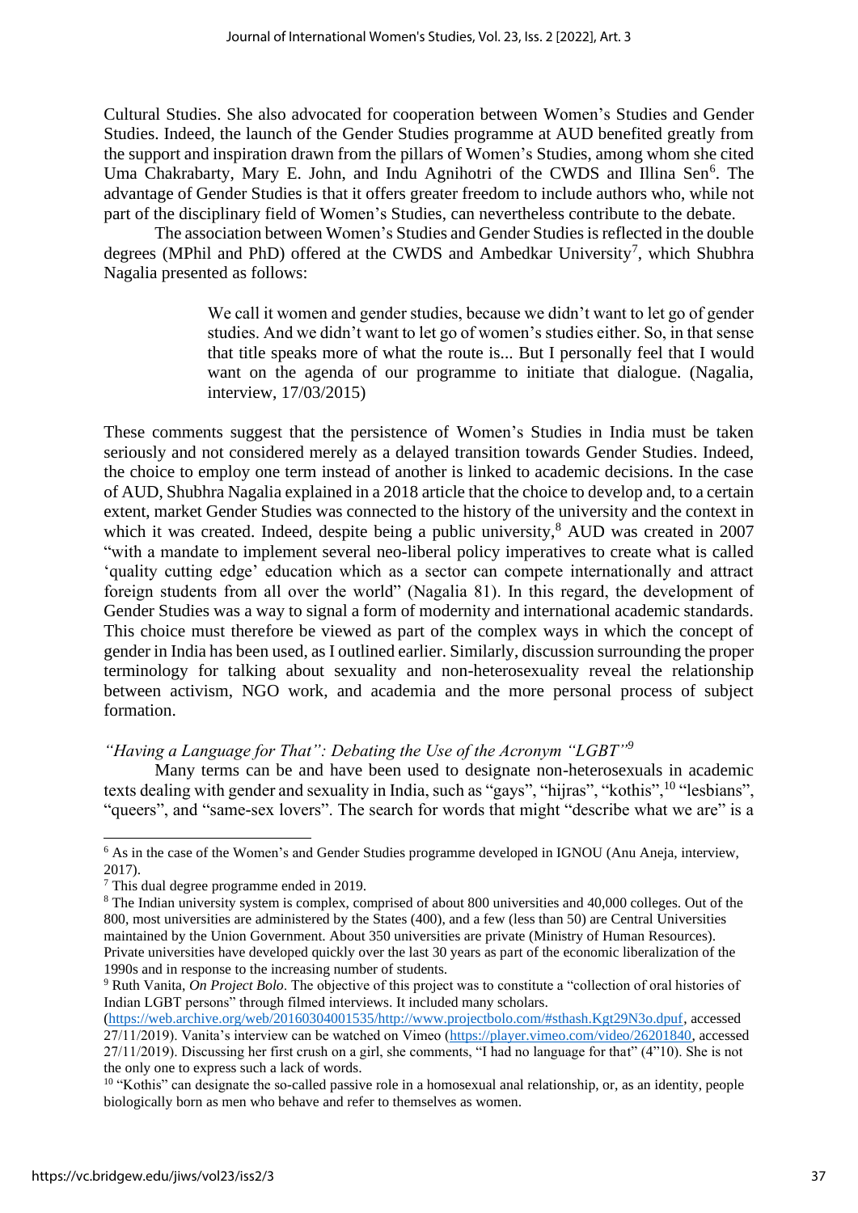Cultural Studies. She also advocated for cooperation between Women's Studies and Gender Studies. Indeed, the launch of the Gender Studies programme at AUD benefited greatly from the support and inspiration drawn from the pillars of Women's Studies, among whom she cited Uma Chakrabarty, Mary E. John, and Indu Agnihotri of the CWDS and Illina Sen[6]. The advantage of Gender Studies is that it offers greater freedom to include authors who, while not part of the disciplinary field of Women's Studies, can nevertheless contribute to the debate.

The association between Women's Studies and Gender Studies is reflected in the double degrees (MPhil and PhD) offered at the CWDS and Ambedkar University[7], which Shubhra Nagalia presented as follows:

> We call it women and gender studies, because we didn't want to let go of gender studies. And we didn't want to let go of women's studies either. So, in that sense that title speaks more of what the route is... But I personally feel that I would want on the agenda of our programme to initiate that dialogue. (Nagalia, interview, 17/03/2015)

These comments suggest that the persistence of Women's Studies in India must be taken seriously and not considered merely as a delayed transition towards Gender Studies. Indeed, the choice to employ one term instead of another is linked to academic decisions. In the case of AUD, Shubhra Nagalia explained in a 2018 article that the choice to develop and, to a certain extent, market Gender Studies was connected to the history of the university and the context in which it was created. Indeed, despite being a public university,[8] AUD was created in 2007 "with a mandate to implement several neo-liberal policy imperatives to create what is called 'quality cutting edge' education which as a sector can compete internationally and attract foreign students from all over the world" (Nagalia 81). In this regard, the development of Gender Studies was a way to signal a form of modernity and international academic standards. This choice must therefore be viewed as part of the complex ways in which the concept of gender in India has been used, as I outlined earlier. Similarly, discussion surrounding the proper terminology for talking about sexuality and non-heterosexuality reveal the relationship between activism, NGO work, and academia and the more personal process of subject formation.

### *"Having a Language for That": Debating the Use of the Acronym "LGBT"*[9]

Many terms can be and have been used to designate non-heterosexuals in academic texts dealing with gender and sexuality in India, such as "gays", "hijras", "kothis",[10] "lesbians", "queers", and "same-sex lovers". The search for words that might "describe what we are" is a

---

[6] As in the case of the Women's and Gender Studies programme developed in IGNOU (Anu Aneja, interview, 2017).

[7] This dual degree programme ended in 2019.

[8] The Indian university system is complex, comprised of about 800 universities and 40,000 colleges. Out of the 800, most universities are administered by the States (400), and a few (less than 50) are Central Universities maintained by the Union Government. About 350 universities are private (Ministry of Human Resources). Private universities have developed quickly over the last 30 years as part of the economic liberalization of the 1990s and in response to the increasing number of students.

[9] Ruth Vanita, *On Project Bolo*. The objective of this project was to constitute a "collection of oral histories of Indian LGBT persons" through filmed interviews. It included many scholars. (https://web.archive.org/web/20160304001535/http://www.projectbolo.com/#sthash.Kgt29N3o.dpuf, accessed 27/11/2019). Vanita's interview can be watched on Vimeo (https://player.vimeo.com/video/26201840, accessed 27/11/2019). Discussing her first crush on a girl, she comments, "I had no language for that" (4"10). She is not the only one to express such a lack of words.

[10] "Kothis" can designate the so-called passive role in a homosexual anal relationship, or, as an identity, people biologically born as men who behave and refer to themselves as women.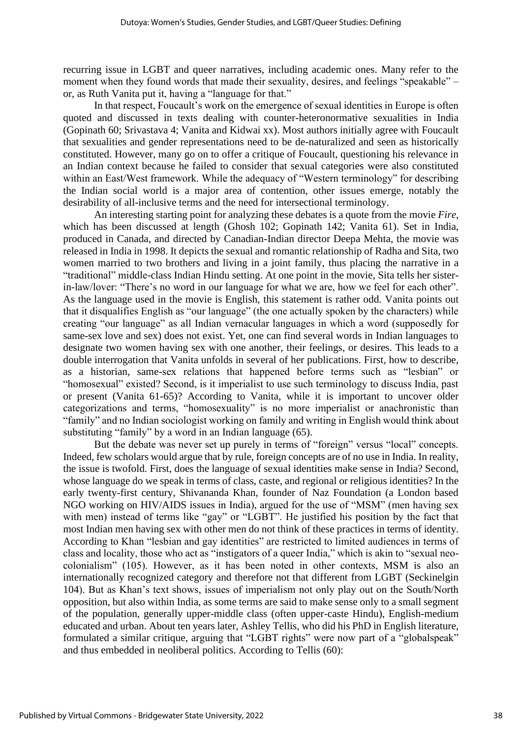recurring issue in LGBT and queer narratives, including academic ones. Many refer to the moment when they found words that made their sexuality, desires, and feelings "speakable" – or, as Ruth Vanita put it, having a "language for that."

In that respect, Foucault's work on the emergence of sexual identities in Europe is often quoted and discussed in texts dealing with counter-heteronormative sexualities in India (Gopinath 60; Srivastava 4; Vanita and Kidwai xx). Most authors initially agree with Foucault that sexualities and gender representations need to be de-naturalized and seen as historically constituted. However, many go on to offer a critique of Foucault, questioning his relevance in an Indian context because he failed to consider that sexual categories were also constituted within an East/West framework. While the adequacy of "Western terminology" for describing the Indian social world is a major area of contention, other issues emerge, notably the desirability of all-inclusive terms and the need for intersectional terminology.

An interesting starting point for analyzing these debates is a quote from the movie *Fire*, which has been discussed at length (Ghosh 102; Gopinath 142; Vanita 61). Set in India, produced in Canada, and directed by Canadian-Indian director Deepa Mehta, the movie was released in India in 1998. It depicts the sexual and romantic relationship of Radha and Sita, two women married to two brothers and living in a joint family, thus placing the narrative in a "traditional" middle-class Indian Hindu setting. At one point in the movie, Sita tells her sister-in-law/lover: "There's no word in our language for what we are, how we feel for each other". As the language used in the movie is English, this statement is rather odd. Vanita points out that it disqualifies English as "our language" (the one actually spoken by the characters) while creating "our language" as all Indian vernacular languages in which a word (supposedly for same-sex love and sex) does not exist. Yet, one can find several words in Indian languages to designate two women having sex with one another, their feelings, or desires. This leads to a double interrogation that Vanita unfolds in several of her publications. First, how to describe, as a historian, same-sex relations that happened before terms such as "lesbian" or "homosexual" existed? Second, is it imperialist to use such terminology to discuss India, past or present (Vanita 61-65)? According to Vanita, while it is important to uncover older categorizations and terms, "homosexuality" is no more imperialist or anachronistic than "family" and no Indian sociologist working on family and writing in English would think about substituting "family" by a word in an Indian language (65).

But the debate was never set up purely in terms of "foreign" versus "local" concepts. Indeed, few scholars would argue that by rule, foreign concepts are of no use in India. In reality, the issue is twofold. First, does the language of sexual identities make sense in India? Second, whose language do we speak in terms of class, caste, and regional or religious identities? In the early twenty-first century, Shivananda Khan, founder of Naz Foundation (a London based NGO working on HIV/AIDS issues in India), argued for the use of "MSM" (men having sex with men) instead of terms like "gay" or "LGBT". He justified his position by the fact that most Indian men having sex with other men do not think of these practices in terms of identity. According to Khan "lesbian and gay identities" are restricted to limited audiences in terms of class and locality, those who act as "instigators of a queer India," which is akin to "sexual neo-colonialism" (105). However, as it has been noted in other contexts, MSM is also an internationally recognized category and therefore not that different from LGBT (Seckinelgin 104). But as Khan's text shows, issues of imperialism not only play out on the South/North opposition, but also within India, as some terms are said to make sense only to a small segment of the population, generally upper-middle class (often upper-caste Hindu), English-medium educated and urban. About ten years later, Ashley Tellis, who did his PhD in English literature, formulated a similar critique, arguing that "LGBT rights" were now part of a "globalspeak" and thus embedded in neoliberal politics. According to Tellis (60):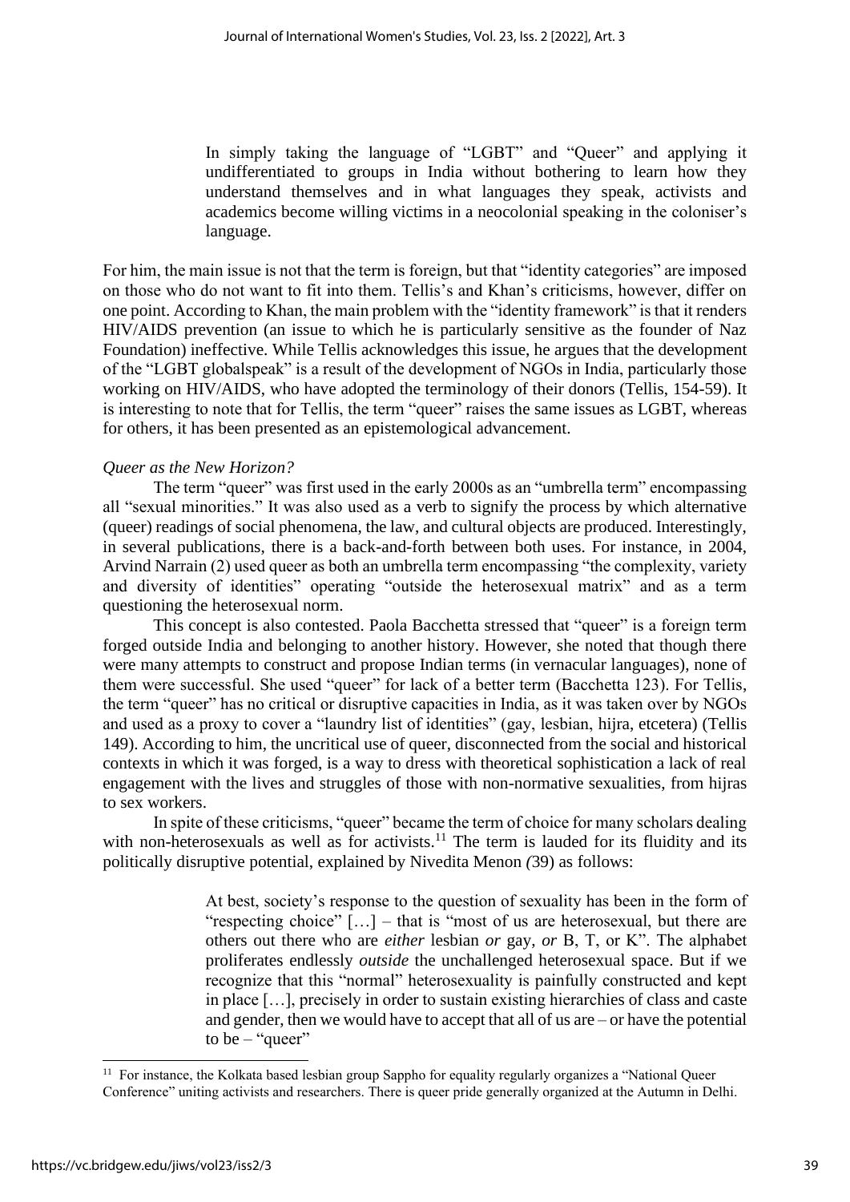> In simply taking the language of "LGBT" and "Queer" and applying it undifferentiated to groups in India without bothering to learn how they understand themselves and in what languages they speak, activists and academics become willing victims in a neocolonial speaking in the coloniser's language.

For him, the main issue is not that the term is foreign, but that "identity categories" are imposed on those who do not want to fit into them. Tellis's and Khan's criticisms, however, differ on one point. According to Khan, the main problem with the "identity framework" is that it renders HIV/AIDS prevention (an issue to which he is particularly sensitive as the founder of Naz Foundation) ineffective. While Tellis acknowledges this issue, he argues that the development of the "LGBT globalspeak" is a result of the development of NGOs in India, particularly those working on HIV/AIDS, who have adopted the terminology of their donors (Tellis, 154-59). It is interesting to note that for Tellis, the term "queer" raises the same issues as LGBT, whereas for others, it has been presented as an epistemological advancement.

*Queer as the New Horizon?*

The term "queer" was first used in the early 2000s as an "umbrella term" encompassing all "sexual minorities." It was also used as a verb to signify the process by which alternative (queer) readings of social phenomena, the law, and cultural objects are produced. Interestingly, in several publications, there is a back-and-forth between both uses. For instance, in 2004, Arvind Narrain (2) used queer as both an umbrella term encompassing "the complexity, variety and diversity of identities" operating "outside the heterosexual matrix" and as a term questioning the heterosexual norm.

This concept is also contested. Paola Bacchetta stressed that "queer" is a foreign term forged outside India and belonging to another history. However, she noted that though there were many attempts to construct and propose Indian terms (in vernacular languages), none of them were successful. She used "queer" for lack of a better term (Bacchetta 123). For Tellis, the term "queer" has no critical or disruptive capacities in India, as it was taken over by NGOs and used as a proxy to cover a "laundry list of identities" (gay, lesbian, hijra, etcetera) (Tellis 149). According to him, the uncritical use of queer, disconnected from the social and historical contexts in which it was forged, is a way to dress with theoretical sophistication a lack of real engagement with the lives and struggles of those with non-normative sexualities, from hijras to sex workers.

In spite of these criticisms, "queer" became the term of choice for many scholars dealing with non-heterosexuals as well as for activists.[11] The term is lauded for its fluidity and its politically disruptive potential, explained by Nivedita Menon *(*39) as follows:

> At best, society's response to the question of sexuality has been in the form of "respecting choice" […] – that is "most of us are heterosexual, but there are others out there who are *either* lesbian *or* gay, *or* B, T, or K". The alphabet proliferates endlessly *outside* the unchallenged heterosexual space. But if we recognize that this "normal" heterosexuality is painfully constructed and kept in place […], precisely in order to sustain existing hierarchies of class and caste and gender, then we would have to accept that all of us are – or have the potential to be – "queer"

[11] For instance, the Kolkata based lesbian group Sappho for equality regularly organizes a "National Queer Conference" uniting activists and researchers. There is queer pride generally organized at the Autumn in Delhi.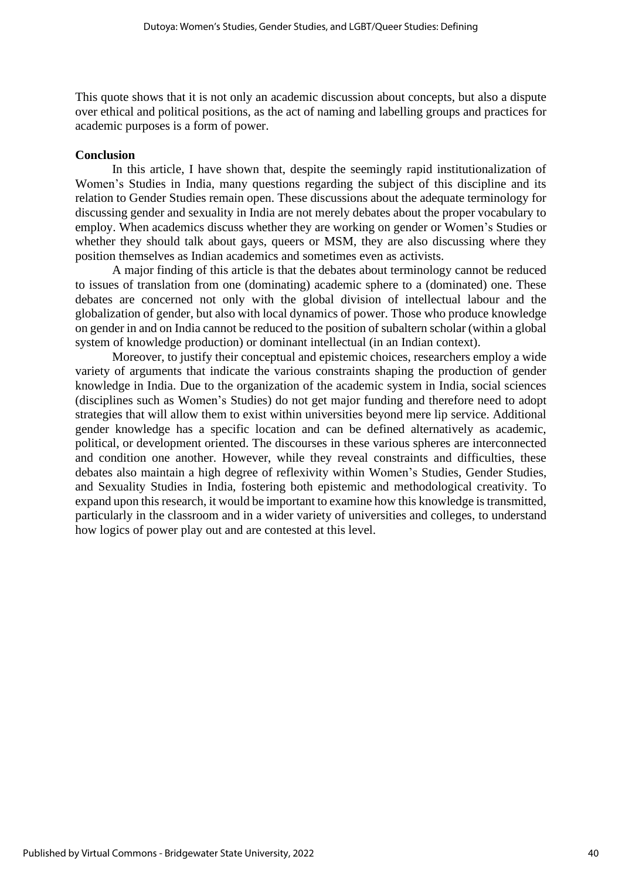This quote shows that it is not only an academic discussion about concepts, but also a dispute over ethical and political positions, as the act of naming and labelling groups and practices for academic purposes is a form of power.

## Conclusion

In this article, I have shown that, despite the seemingly rapid institutionalization of Women's Studies in India, many questions regarding the subject of this discipline and its relation to Gender Studies remain open. These discussions about the adequate terminology for discussing gender and sexuality in India are not merely debates about the proper vocabulary to employ. When academics discuss whether they are working on gender or Women's Studies or whether they should talk about gays, queers or MSM, they are also discussing where they position themselves as Indian academics and sometimes even as activists.

A major finding of this article is that the debates about terminology cannot be reduced to issues of translation from one (dominating) academic sphere to a (dominated) one. These debates are concerned not only with the global division of intellectual labour and the globalization of gender, but also with local dynamics of power. Those who produce knowledge on gender in and on India cannot be reduced to the position of subaltern scholar (within a global system of knowledge production) or dominant intellectual (in an Indian context).

Moreover, to justify their conceptual and epistemic choices, researchers employ a wide variety of arguments that indicate the various constraints shaping the production of gender knowledge in India. Due to the organization of the academic system in India, social sciences (disciplines such as Women's Studies) do not get major funding and therefore need to adopt strategies that will allow them to exist within universities beyond mere lip service. Additional gender knowledge has a specific location and can be defined alternatively as academic, political, or development oriented. The discourses in these various spheres are interconnected and condition one another. However, while they reveal constraints and difficulties, these debates also maintain a high degree of reflexivity within Women's Studies, Gender Studies, and Sexuality Studies in India, fostering both epistemic and methodological creativity. To expand upon this research, it would be important to examine how this knowledge is transmitted, particularly in the classroom and in a wider variety of universities and colleges, to understand how logics of power play out and are contested at this level.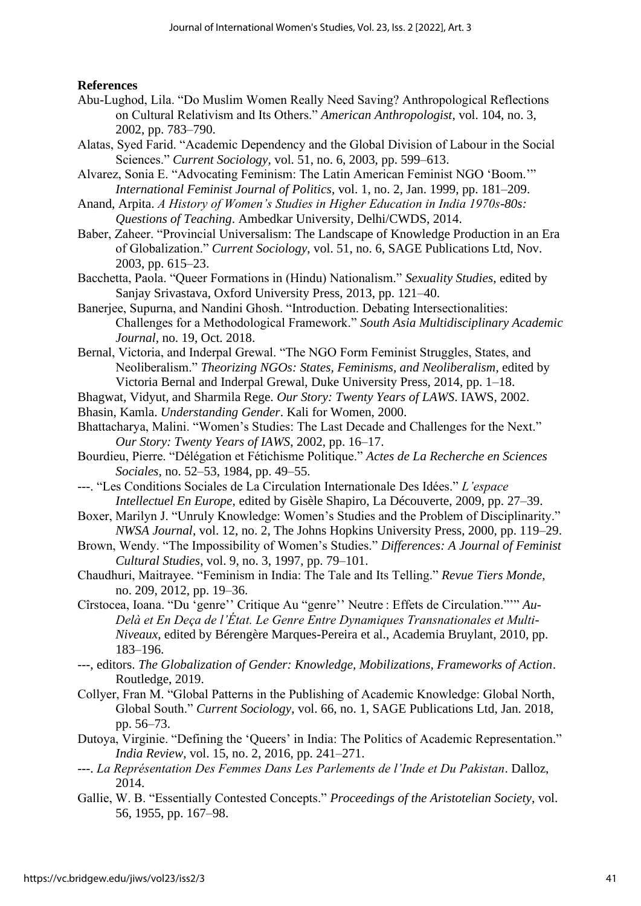**References**

Abu-Lughod, Lila. "Do Muslim Women Really Need Saving? Anthropological Reflections on Cultural Relativism and Its Others." *American Anthropologist*, vol. 104, no. 3, 2002, pp. 783–790.

Alatas, Syed Farid. "Academic Dependency and the Global Division of Labour in the Social Sciences." *Current Sociology*, vol. 51, no. 6, 2003, pp. 599–613.

Alvarez, Sonia E. "Advocating Feminism: The Latin American Feminist NGO 'Boom.'" *International Feminist Journal of Politics*, vol. 1, no. 2, Jan. 1999, pp. 181–209.

Anand, Arpita. *A History of Women's Studies in Higher Education in India 1970s-80s: Questions of Teaching*. Ambedkar University, Delhi/CWDS, 2014.

Baber, Zaheer. "Provincial Universalism: The Landscape of Knowledge Production in an Era of Globalization." *Current Sociology*, vol. 51, no. 6, SAGE Publications Ltd, Nov. 2003, pp. 615–23.

Bacchetta, Paola. "Queer Formations in (Hindu) Nationalism." *Sexuality Studies*, edited by Sanjay Srivastava, Oxford University Press, 2013, pp. 121–40.

Banerjee, Supurna, and Nandini Ghosh. "Introduction. Debating Intersectionalities: Challenges for a Methodological Framework." *South Asia Multidisciplinary Academic Journal*, no. 19, Oct. 2018.

Bernal, Victoria, and Inderpal Grewal. "The NGO Form Feminist Struggles, States, and Neoliberalism." *Theorizing NGOs: States, Feminisms, and Neoliberalism*, edited by Victoria Bernal and Inderpal Grewal, Duke University Press, 2014, pp. 1–18.

Bhagwat, Vidyut, and Sharmila Rege. *Our Story: Twenty Years of LAWS*. IAWS, 2002.

Bhasin, Kamla. *Understanding Gender*. Kali for Women, 2000.

Bhattacharya, Malini. "Women's Studies: The Last Decade and Challenges for the Next." *Our Story: Twenty Years of IAWS*, 2002, pp. 16–17.

Bourdieu, Pierre. "Délégation et Fétichisme Politique." *Actes de La Recherche en Sciences Sociales*, no. 52–53, 1984, pp. 49–55.

---. "Les Conditions Sociales de La Circulation Internationale Des Idées." *L'espace Intellectuel En Europe*, edited by Gisèle Shapiro, La Découverte, 2009, pp. 27–39.

Boxer, Marilyn J. "Unruly Knowledge: Women's Studies and the Problem of Disciplinarity." *NWSA Journal*, vol. 12, no. 2, The Johns Hopkins University Press, 2000, pp. 119–29.

Brown, Wendy. "The Impossibility of Women's Studies." *Differences: A Journal of Feminist Cultural Studies*, vol. 9, no. 3, 1997, pp. 79–101.

Chaudhuri, Maitrayee. "Feminism in India: The Tale and Its Telling." *Revue Tiers Monde*, no. 209, 2012, pp. 19–36.

Cîrstocea, Ioana. "Du 'genre'' Critique Au "genre'' Neutre : Effets de Circulation."'"" *Au-Delà et En Deça de l'État. Le Genre Entre Dynamiques Transnationales et Multi-Niveaux*, edited by Bérengère Marques-Pereira et al., Academia Bruylant, 2010, pp. 183–196.

---, editors. *The Globalization of Gender: Knowledge, Mobilizations, Frameworks of Action*. Routledge, 2019.

Collyer, Fran M. "Global Patterns in the Publishing of Academic Knowledge: Global North, Global South." *Current Sociology*, vol. 66, no. 1, SAGE Publications Ltd, Jan. 2018, pp. 56–73.

Dutoya, Virginie. "Defining the 'Queers' in India: The Politics of Academic Representation." *India Review*, vol. 15, no. 2, 2016, pp. 241–271.

---. *La Représentation Des Femmes Dans Les Parlements de l'Inde et Du Pakistan*. Dalloz, 2014.

Gallie, W. B. "Essentially Contested Concepts." *Proceedings of the Aristotelian Society*, vol. 56, 1955, pp. 167–98.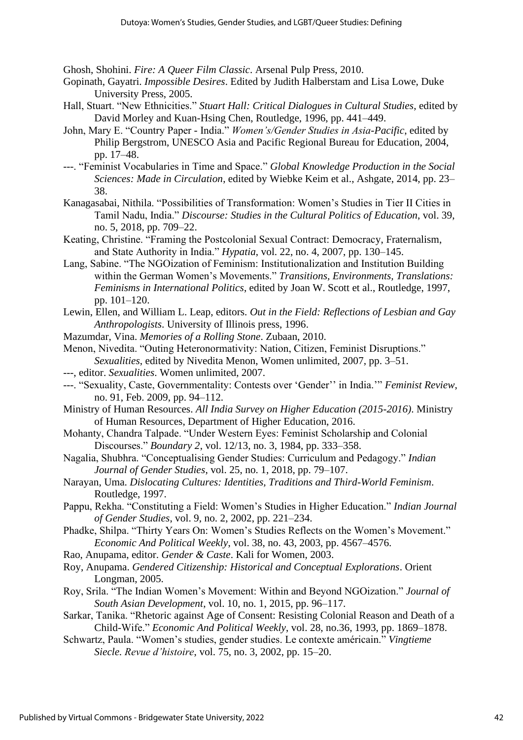Ghosh, Shohini. *Fire: A Queer Film Classic*. Arsenal Pulp Press, 2010.

Gopinath, Gayatri. *Impossible Desires*. Edited by Judith Halberstam and Lisa Lowe, Duke University Press, 2005.

Hall, Stuart. "New Ethnicities." *Stuart Hall: Critical Dialogues in Cultural Studies*, edited by David Morley and Kuan-Hsing Chen, Routledge, 1996, pp. 441–449.

John, Mary E. "Country Paper - India." *Women's/Gender Studies in Asia-Pacific*, edited by Philip Bergstrom, UNESCO Asia and Pacific Regional Bureau for Education, 2004, pp. 17–48.

---. "Feminist Vocabularies in Time and Space." *Global Knowledge Production in the Social Sciences: Made in Circulation*, edited by Wiebke Keim et al., Ashgate, 2014, pp. 23–38.

Kanagasabai, Nithila. "Possibilities of Transformation: Women's Studies in Tier II Cities in Tamil Nadu, India." *Discourse: Studies in the Cultural Politics of Education*, vol. 39, no. 5, 2018, pp. 709–22.

Keating, Christine. "Framing the Postcolonial Sexual Contract: Democracy, Fraternalism, and State Authority in India." *Hypatia*, vol. 22, no. 4, 2007, pp. 130–145.

Lang, Sabine. "The NGOization of Feminism: Institutionalization and Institution Building within the German Women's Movements." *Transitions, Environments, Translations: Feminisms in International Politics*, edited by Joan W. Scott et al., Routledge, 1997, pp. 101–120.

Lewin, Ellen, and William L. Leap, editors. *Out in the Field: Reflections of Lesbian and Gay Anthropologists*. University of Illinois press, 1996.

Mazumdar, Vina. *Memories of a Rolling Stone*. Zubaan, 2010.

Menon, Nivedita. "Outing Heteronormativity: Nation, Citizen, Feminist Disruptions." *Sexualities*, edited by Nivedita Menon, Women unlimited, 2007, pp. 3–51.

---, editor. *Sexualities*. Women unlimited, 2007.

---. "Sexuality, Caste, Governmentality: Contests over 'Gender'' in India.'" *Feminist Review*, no. 91, Feb. 2009, pp. 94–112.

Ministry of Human Resources. *All India Survey on Higher Education (2015-2016)*. Ministry of Human Resources, Department of Higher Education, 2016.

Mohanty, Chandra Talpade. "Under Western Eyes: Feminist Scholarship and Colonial Discourses." *Boundary 2*, vol. 12/13, no. 3, 1984, pp. 333–358.

Nagalia, Shubhra. "Conceptualising Gender Studies: Curriculum and Pedagogy." *Indian Journal of Gender Studies*, vol. 25, no. 1, 2018, pp. 79–107.

Narayan, Uma. *Dislocating Cultures: Identities, Traditions and Third-World Feminism*. Routledge, 1997.

Pappu, Rekha. "Constituting a Field: Women's Studies in Higher Education." *Indian Journal of Gender Studies*, vol. 9, no. 2, 2002, pp. 221–234.

Phadke, Shilpa. "Thirty Years On: Women's Studies Reflects on the Women's Movement." *Economic And Political Weekly*, vol. 38, no. 43, 2003, pp. 4567–4576.

Rao, Anupama, editor. *Gender & Caste*. Kali for Women, 2003.

Roy, Anupama. *Gendered Citizenship: Historical and Conceptual Explorations*. Orient Longman, 2005.

Roy, Srila. "The Indian Women's Movement: Within and Beyond NGOization." *Journal of South Asian Development*, vol. 10, no. 1, 2015, pp. 96–117.

Sarkar, Tanika. "Rhetoric against Age of Consent: Resisting Colonial Reason and Death of a Child-Wife." *Economic And Political Weekly*, vol. 28, no.36, 1993, pp. 1869–1878.

Schwartz, Paula. "Women's studies, gender studies. Le contexte américain." *Vingtieme Siecle. Revue d'histoire*, vol. 75, no. 3, 2002, pp. 15–20.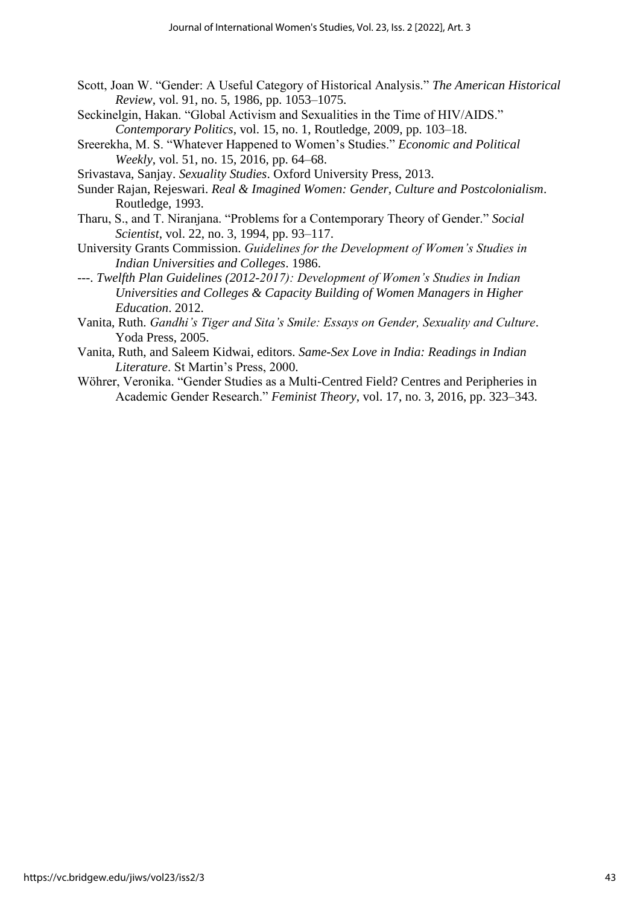Scott, Joan W. "Gender: A Useful Category of Historical Analysis." *The American Historical Review*, vol. 91, no. 5, 1986, pp. 1053–1075.

Seckinelgin, Hakan. "Global Activism and Sexualities in the Time of HIV/AIDS." *Contemporary Politics*, vol. 15, no. 1, Routledge, 2009, pp. 103–18.

Sreerekha, M. S. "Whatever Happened to Women's Studies." *Economic and Political Weekly*, vol. 51, no. 15, 2016, pp. 64–68.

Srivastava, Sanjay. *Sexuality Studies*. Oxford University Press, 2013.

Sunder Rajan, Rejeswari. *Real & Imagined Women: Gender, Culture and Postcolonialism*. Routledge, 1993.

Tharu, S., and T. Niranjana. "Problems for a Contemporary Theory of Gender." *Social Scientist*, vol. 22, no. 3, 1994, pp. 93–117.

University Grants Commission. *Guidelines for the Development of Women's Studies in Indian Universities and Colleges*. 1986.

---. *Twelfth Plan Guidelines (2012-2017): Development of Women's Studies in Indian Universities and Colleges & Capacity Building of Women Managers in Higher Education*. 2012.

Vanita, Ruth. *Gandhi's Tiger and Sita's Smile: Essays on Gender, Sexuality and Culture*. Yoda Press, 2005.

Vanita, Ruth, and Saleem Kidwai, editors. *Same-Sex Love in India: Readings in Indian Literature*. St Martin's Press, 2000.

Wöhrer, Veronika. "Gender Studies as a Multi-Centred Field? Centres and Peripheries in Academic Gender Research." *Feminist Theory*, vol. 17, no. 3, 2016, pp. 323–343.